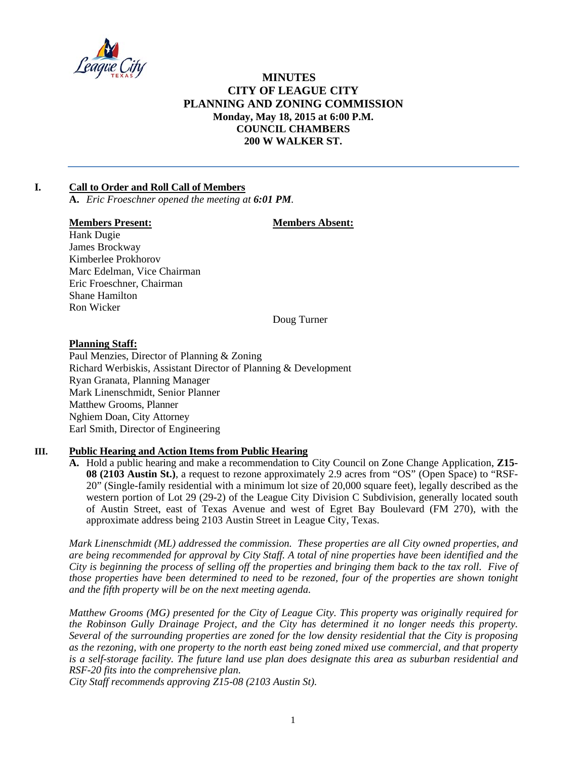# MINUTES
# CITY OF LEAGUE CITY
# PLANNING AND ZONING COMMISSION
**Monday, May 18, 2015 at 6:00 P.M.**
**COUNCIL CHAMBERS**
**200 W WALKER ST.**

---

## I. Call to Order and Roll Call of Members

**A.** *Eric Froeschner opened the meeting at **6:01 PM**.*

| **Members Present:** | **Members Absent:** |
|---|---|
| Hank Dugie | |
| James Brockway | |
| Kimberlee Prokhorov | |
| Marc Edelman, Vice Chairman | |
| Eric Froeschner, Chairman | |
| Shane Hamilton | |
| Ron Wicker | |
| | Doug Turner |

**Planning Staff:**

Paul Menzies, Director of Planning & Zoning
Richard Werbiskis, Assistant Director of Planning & Development
Ryan Granata, Planning Manager
Mark Linenschmidt, Senior Planner
Matthew Grooms, Planner
Nghiem Doan, City Attorney
Earl Smith, Director of Engineering

## III. Public Hearing and Action Items from Public Hearing

**A.** Hold a public hearing and make a recommendation to City Council on Zone Change Application, **Z15-08 (2103 Austin St.)**, a request to rezone approximately 2.9 acres from "OS" (Open Space) to "RSF-20" (Single-family residential with a minimum lot size of 20,000 square feet), legally described as the western portion of Lot 29 (29-2) of the League City Division C Subdivision, generally located south of Austin Street, east of Texas Avenue and west of Egret Bay Boulevard (FM 270), with the approximate address being 2103 Austin Street in League City, Texas.

*Mark Linenschmidt (ML) addressed the commission. These properties are all City owned properties, and are being recommended for approval by City Staff. A total of nine properties have been identified and the City is beginning the process of selling off the properties and bringing them back to the tax roll. Five of those properties have been determined to need to be rezoned, four of the properties are shown tonight and the fifth property will be on the next meeting agenda.*

*Matthew Grooms (MG) presented for the City of League City. This property was originally required for the Robinson Gully Drainage Project, and the City has determined it no longer needs this property. Several of the surrounding properties are zoned for the low density residential that the City is proposing as the rezoning, with one property to the north east being zoned mixed use commercial, and that property is a self-storage facility. The future land use plan does designate this area as suburban residential and RSF-20 fits into the comprehensive plan.*

*City Staff recommends approving Z15-08 (2103 Austin St).*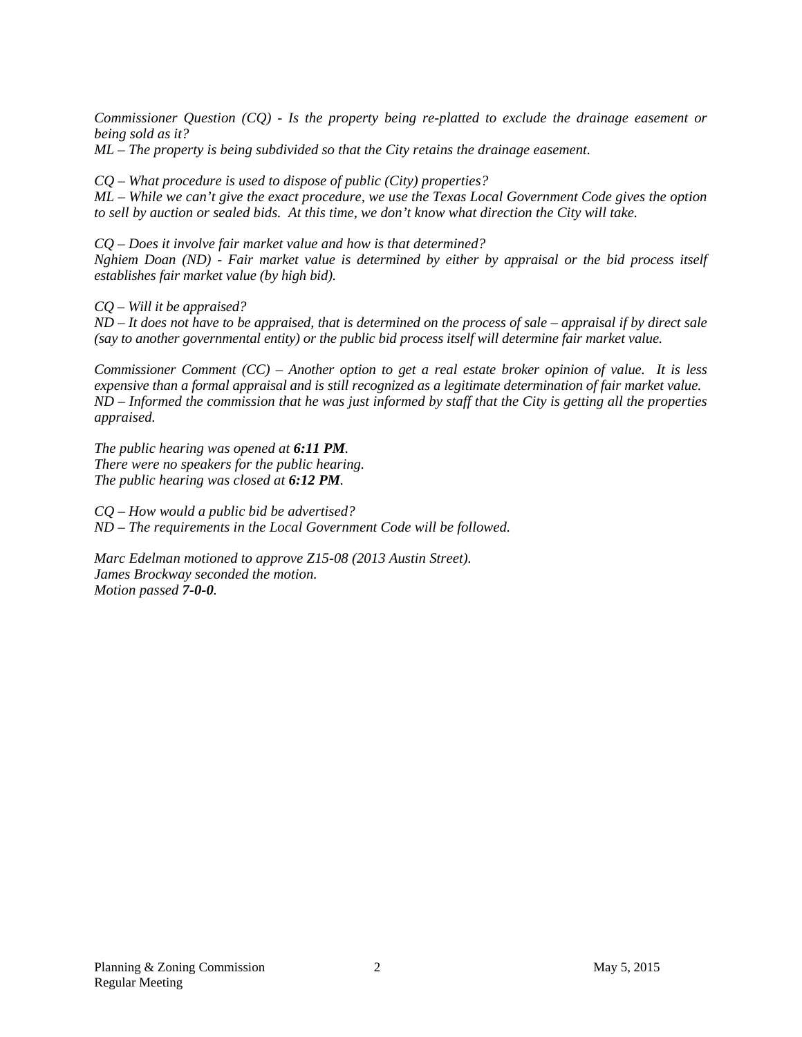*Commissioner Question (CQ) - Is the property being re-platted to exclude the drainage easement or being sold as it?*
*ML – The property is being subdivided so that the City retains the drainage easement.*

*CQ – What procedure is used to dispose of public (City) properties?*
*ML – While we can't give the exact procedure, we use the Texas Local Government Code gives the option to sell by auction or sealed bids. At this time, we don't know what direction the City will take.*

*CQ – Does it involve fair market value and how is that determined?*
*Nghiem Doan (ND) - Fair market value is determined by either by appraisal or the bid process itself establishes fair market value (by high bid).*

*CQ – Will it be appraised?*
*ND – It does not have to be appraised, that is determined on the process of sale – appraisal if by direct sale (say to another governmental entity) or the public bid process itself will determine fair market value.*

*Commissioner Comment (CC) – Another option to get a real estate broker opinion of value. It is less expensive than a formal appraisal and is still recognized as a legitimate determination of fair market value.*
*ND – Informed the commission that he was just informed by staff that the City is getting all the properties appraised.*

*The public hearing was opened at **6:11 PM**.*
*There were no speakers for the public hearing.*
*The public hearing was closed at **6:12 PM**.*

*CQ – How would a public bid be advertised?*
*ND – The requirements in the Local Government Code will be followed.*

*Marc Edelman motioned to approve Z15-08 (2013 Austin Street).*
*James Brockway seconded the motion.*
*Motion passed **7-0-0**.*